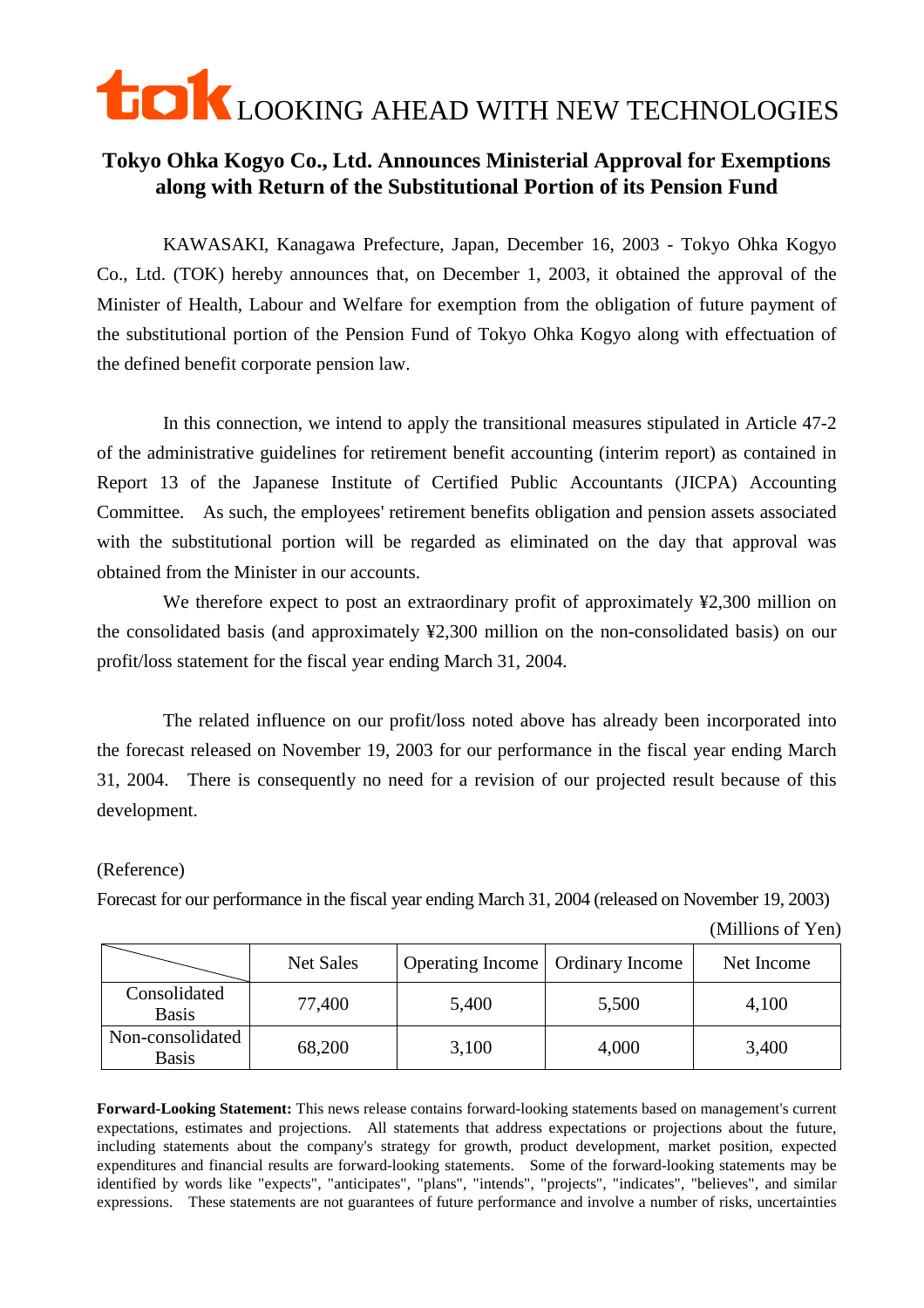tok LOOKING AHEAD WITH NEW TECHNOLOGIES

## Tokyo Ohka Kogyo Co., Ltd. Announces Ministerial Approval for Exemptions along with Return of the Substitutional Portion of its Pension Fund

KAWASAKI, Kanagawa Prefecture, Japan, December 16, 2003 - Tokyo Ohka Kogyo Co., Ltd. (TOK) hereby announces that, on December 1, 2003, it obtained the approval of the Minister of Health, Labour and Welfare for exemption from the obligation of future payment of the substitutional portion of the Pension Fund of Tokyo Ohka Kogyo along with effectuation of the defined benefit corporate pension law.

In this connection, we intend to apply the transitional measures stipulated in Article 47-2 of the administrative guidelines for retirement benefit accounting (interim report) as contained in Report 13 of the Japanese Institute of Certified Public Accountants (JICPA) Accounting Committee. As such, the employees' retirement benefits obligation and pension assets associated with the substitutional portion will be regarded as eliminated on the day that approval was obtained from the Minister in our accounts.

We therefore expect to post an extraordinary profit of approximately ¥2,300 million on the consolidated basis (and approximately ¥2,300 million on the non-consolidated basis) on our profit/loss statement for the fiscal year ending March 31, 2004.

The related influence on our profit/loss noted above has already been incorporated into the forecast released on November 19, 2003 for our performance in the fiscal year ending March 31, 2004. There is consequently no need for a revision of our projected result because of this development.

(Reference)

Forecast for our performance in the fiscal year ending March 31, 2004 (released on November 19, 2003)

(Millions of Yen)

| | Net Sales | Operating Income | Ordinary Income | Net Income |
|---|---|---|---|---|
| Consolidated Basis | 77,400 | 5,400 | 5,500 | 4,100 |
| Non-consolidated Basis | 68,200 | 3,100 | 4,000 | 3,400 |

**Forward-Looking Statement:** This news release contains forward-looking statements based on management's current expectations, estimates and projections. All statements that address expectations or projections about the future, including statements about the company's strategy for growth, product development, market position, expected expenditures and financial results are forward-looking statements. Some of the forward-looking statements may be identified by words like "expects", "anticipates", "plans", "intends", "projects", "indicates", "believes", and similar expressions. These statements are not guarantees of future performance and involve a number of risks, uncertainties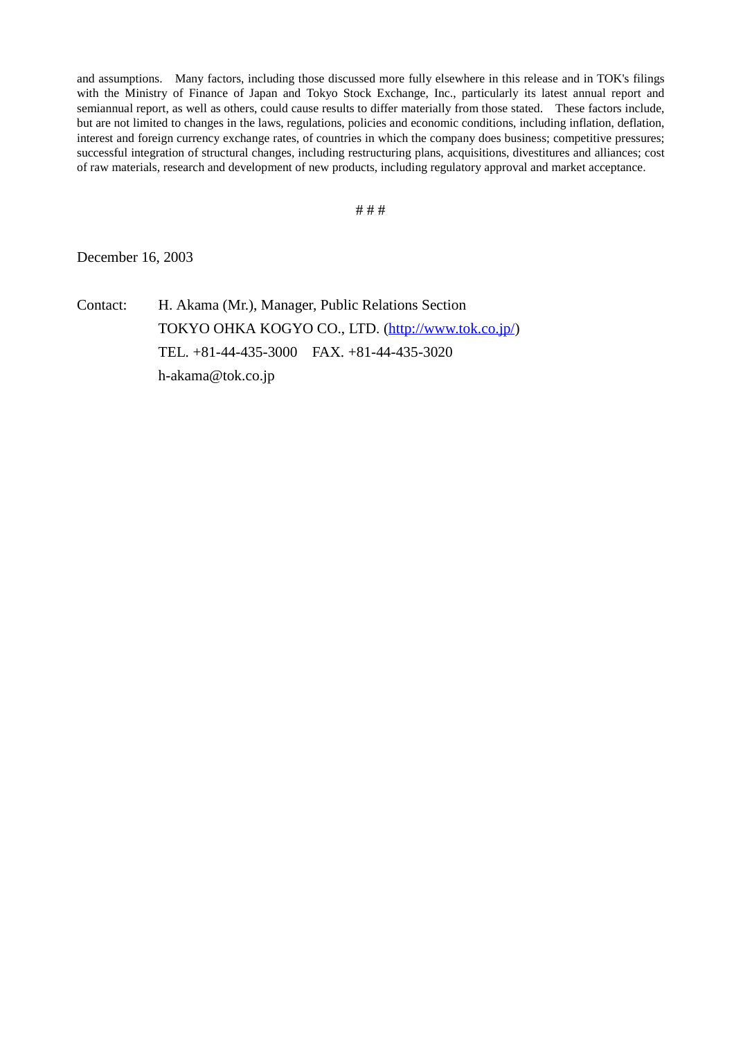and assumptions. Many factors, including those discussed more fully elsewhere in this release and in TOK's filings with the Ministry of Finance of Japan and Tokyo Stock Exchange, Inc., particularly its latest annual report and semiannual report, as well as others, could cause results to differ materially from those stated. These factors include, but are not limited to changes in the laws, regulations, policies and economic conditions, including inflation, deflation, interest and foreign currency exchange rates, of countries in which the company does business; competitive pressures; successful integration of structural changes, including restructuring plans, acquisitions, divestitures and alliances; cost of raw materials, research and development of new products, including regulatory approval and market acceptance.

# # #

December 16, 2003

Contact: H. Akama (Mr.), Manager, Public Relations Section
TOKYO OHKA KOGYO CO., LTD. (http://www.tok.co.jp/)
TEL. +81-44-435-3000 FAX. +81-44-435-3020
h-akama@tok.co.jp